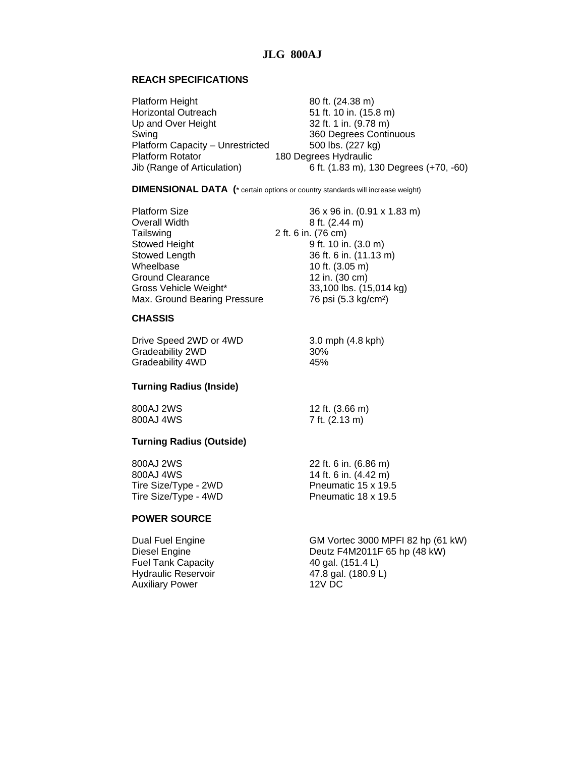# JLG 800AJ

## REACH SPECIFICATIONS

| | |
|---|---|
| Platform Height | 80 ft. (24.38 m) |
| Horizontal Outreach | 51 ft. 10 in. (15.8 m) |
| Up and Over Height | 32 ft. 1 in. (9.78 m) |
| Swing | 360 Degrees Continuous |
| Platform Capacity – Unrestricted | 500 lbs. (227 kg) |
| Platform Rotator | 180 Degrees Hydraulic |
| Jib (Range of Articulation) | 6 ft. (1.83 m), 130 Degrees (+70, -60) |

## DIMENSIONAL DATA (* certain options or country standards will increase weight)

| | |
|---|---|
| Platform Size | 36 x 96 in. (0.91 x 1.83 m) |
| Overall Width | 8 ft. (2.44 m) |
| Tailswing | 2 ft. 6 in. (76 cm) |
| Stowed Height | 9 ft. 10 in. (3.0 m) |
| Stowed Length | 36 ft. 6 in. (11.13 m) |
| Wheelbase | 10 ft. (3.05 m) |
| Ground Clearance | 12 in. (30 cm) |
| Gross Vehicle Weight* | 33,100 lbs. (15,014 kg) |
| Max. Ground Bearing Pressure | 76 psi (5.3 kg/cm²) |

## CHASSIS

| | |
|---|---|
| Drive Speed 2WD or 4WD | 3.0 mph (4.8 kph) |
| Gradeability 2WD | 30% |
| Gradeability 4WD | 45% |

### Turning Radius (Inside)

| | |
|---|---|
| 800AJ 2WS | 12 ft. (3.66 m) |
| 800AJ 4WS | 7 ft. (2.13 m) |

### Turning Radius (Outside)

| | |
|---|---|
| 800AJ 2WS | 22 ft. 6 in. (6.86 m) |
| 800AJ 4WS | 14 ft. 6 in. (4.42 m) |
| Tire Size/Type - 2WD | Pneumatic 15 x 19.5 |
| Tire Size/Type - 4WD | Pneumatic 18 x 19.5 |

## POWER SOURCE

| | |
|---|---|
| Dual Fuel Engine | GM Vortec 3000 MPFI 82 hp (61 kW) |
| Diesel Engine | Deutz F4M2011F 65 hp (48 kW) |
| Fuel Tank Capacity | 40 gal. (151.4 L) |
| Hydraulic Reservoir | 47.8 gal. (180.9 L) |
| Auxiliary Power | 12V DC |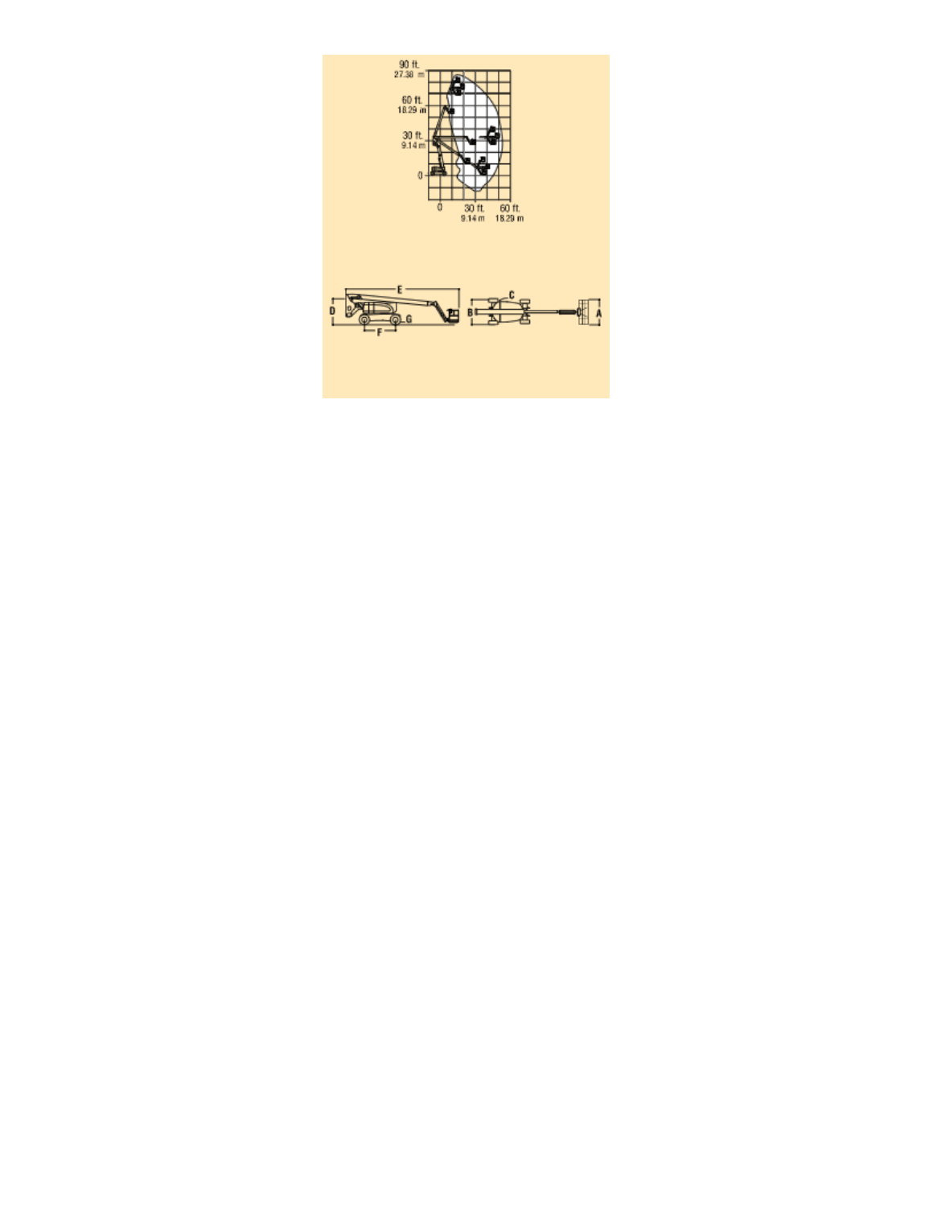90 ft.
27.38 m

60 ft.
18.29 m

30 ft.
9.14 m

0

0

30 ft.
9.14 m

60 ft.
18.29 m

E

D

G

F

C

B

A